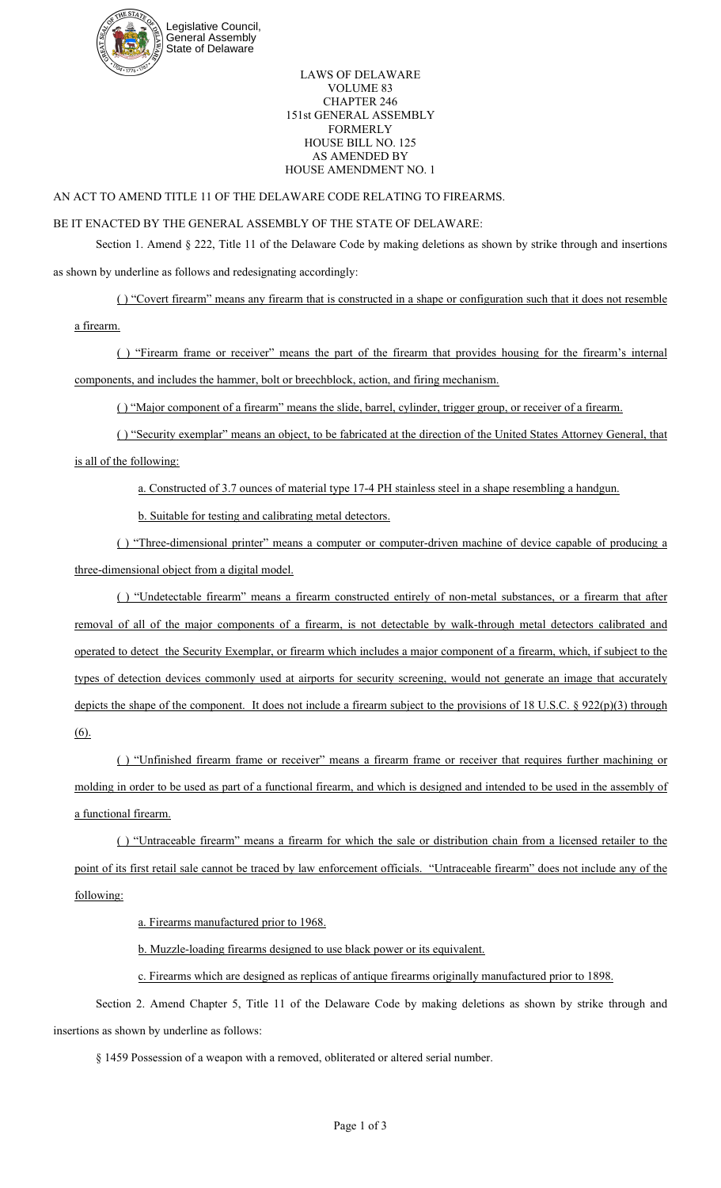Legislative Council,
General Assembly
State of Delaware

LAWS OF DELAWARE
VOLUME 83
CHAPTER 246
151st GENERAL ASSEMBLY
FORMERLY
HOUSE BILL NO. 125
AS AMENDED BY
HOUSE AMENDMENT NO. 1

AN ACT TO AMEND TITLE 11 OF THE DELAWARE CODE RELATING TO FIREARMS.

BE IT ENACTED BY THE GENERAL ASSEMBLY OF THE STATE OF DELAWARE:

Section 1. Amend § 222, Title 11 of the Delaware Code by making deletions as shown by strike through and insertions as shown by underline as follows and redesignating accordingly:

( ) "Covert firearm" means any firearm that is constructed in a shape or configuration such that it does not resemble a firearm.

( ) "Firearm frame or receiver" means the part of the firearm that provides housing for the firearm's internal components, and includes the hammer, bolt or breechblock, action, and firing mechanism.

( ) "Major component of a firearm" means the slide, barrel, cylinder, trigger group, or receiver of a firearm.

( ) "Security exemplar" means an object, to be fabricated at the direction of the United States Attorney General, that is all of the following:

a. Constructed of 3.7 ounces of material type 17-4 PH stainless steel in a shape resembling a handgun.

b. Suitable for testing and calibrating metal detectors.

( ) "Three-dimensional printer" means a computer or computer-driven machine of device capable of producing a three-dimensional object from a digital model.

( ) "Undetectable firearm" means a firearm constructed entirely of non-metal substances, or a firearm that after removal of all of the major components of a firearm, is not detectable by walk-through metal detectors calibrated and operated to detect the Security Exemplar, or firearm which includes a major component of a firearm, which, if subject to the types of detection devices commonly used at airports for security screening, would not generate an image that accurately depicts the shape of the component. It does not include a firearm subject to the provisions of 18 U.S.C. § 922(p)(3) through (6).

( ) "Unfinished firearm frame or receiver" means a firearm frame or receiver that requires further machining or molding in order to be used as part of a functional firearm, and which is designed and intended to be used in the assembly of a functional firearm.

( ) "Untraceable firearm" means a firearm for which the sale or distribution chain from a licensed retailer to the point of its first retail sale cannot be traced by law enforcement officials. "Untraceable firearm" does not include any of the following:

a. Firearms manufactured prior to 1968.

b. Muzzle-loading firearms designed to use black power or its equivalent.

c. Firearms which are designed as replicas of antique firearms originally manufactured prior to 1898.

Section 2. Amend Chapter 5, Title 11 of the Delaware Code by making deletions as shown by strike through and insertions as shown by underline as follows:

§ 1459 Possession of a weapon with a removed, obliterated or altered serial number.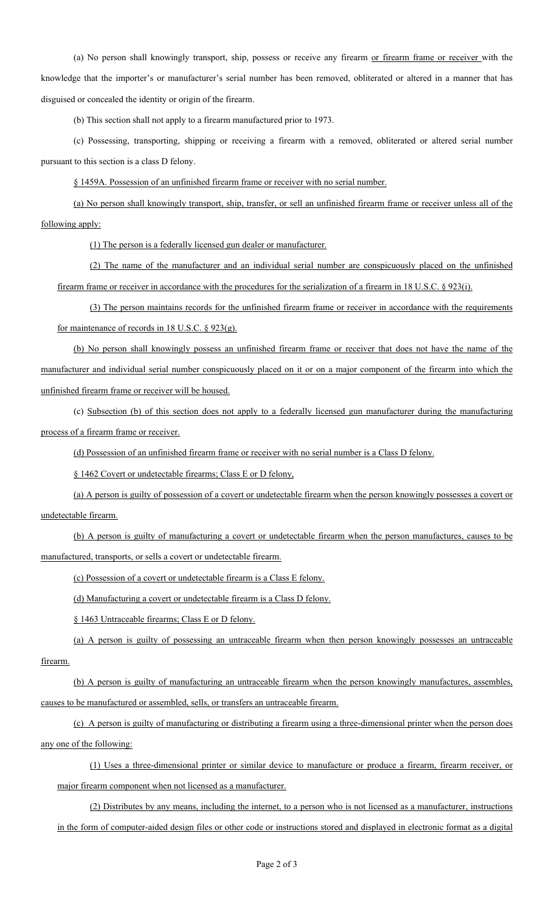(a) No person shall knowingly transport, ship, possess or receive any firearm or firearm frame or receiver with the knowledge that the importer's or manufacturer's serial number has been removed, obliterated or altered in a manner that has disguised or concealed the identity or origin of the firearm.

(b) This section shall not apply to a firearm manufactured prior to 1973.

(c) Possessing, transporting, shipping or receiving a firearm with a removed, obliterated or altered serial number pursuant to this section is a class D felony.

§ 1459A. Possession of an unfinished firearm frame or receiver with no serial number.

(a) No person shall knowingly transport, ship, transfer, or sell an unfinished firearm frame or receiver unless all of the following apply:

(1) The person is a federally licensed gun dealer or manufacturer.

(2) The name of the manufacturer and an individual serial number are conspicuously placed on the unfinished firearm frame or receiver in accordance with the procedures for the serialization of a firearm in 18 U.S.C. § 923(i).

(3) The person maintains records for the unfinished firearm frame or receiver in accordance with the requirements for maintenance of records in 18 U.S.C. § 923(g).

(b) No person shall knowingly possess an unfinished firearm frame or receiver that does not have the name of the manufacturer and individual serial number conspicuously placed on it or on a major component of the firearm into which the unfinished firearm frame or receiver will be housed.

(c) Subsection (b) of this section does not apply to a federally licensed gun manufacturer during the manufacturing process of a firearm frame or receiver.

(d) Possession of an unfinished firearm frame or receiver with no serial number is a Class D felony.

§ 1462 Covert or undetectable firearms; Class E or D felony,

(a) A person is guilty of possession of a covert or undetectable firearm when the person knowingly possesses a covert or undetectable firearm.

(b) A person is guilty of manufacturing a covert or undetectable firearm when the person manufactures, causes to be manufactured, transports, or sells a covert or undetectable firearm.

(c) Possession of a covert or undetectable firearm is a Class E felony.

(d) Manufacturing a covert or undetectable firearm is a Class D felony.

§ 1463 Untraceable firearms; Class E or D felony.

(a) A person is guilty of possessing an untraceable firearm when then person knowingly possesses an untraceable firearm.

(b) A person is guilty of manufacturing an untraceable firearm when the person knowingly manufactures, assembles, causes to be manufactured or assembled, sells, or transfers an untraceable firearm.

(c) A person is guilty of manufacturing or distributing a firearm using a three-dimensional printer when the person does any one of the following:

(1) Uses a three-dimensional printer or similar device to manufacture or produce a firearm, firearm receiver, or major firearm component when not licensed as a manufacturer.

(2) Distributes by any means, including the internet, to a person who is not licensed as a manufacturer, instructions in the form of computer-aided design files or other code or instructions stored and displayed in electronic format as a digital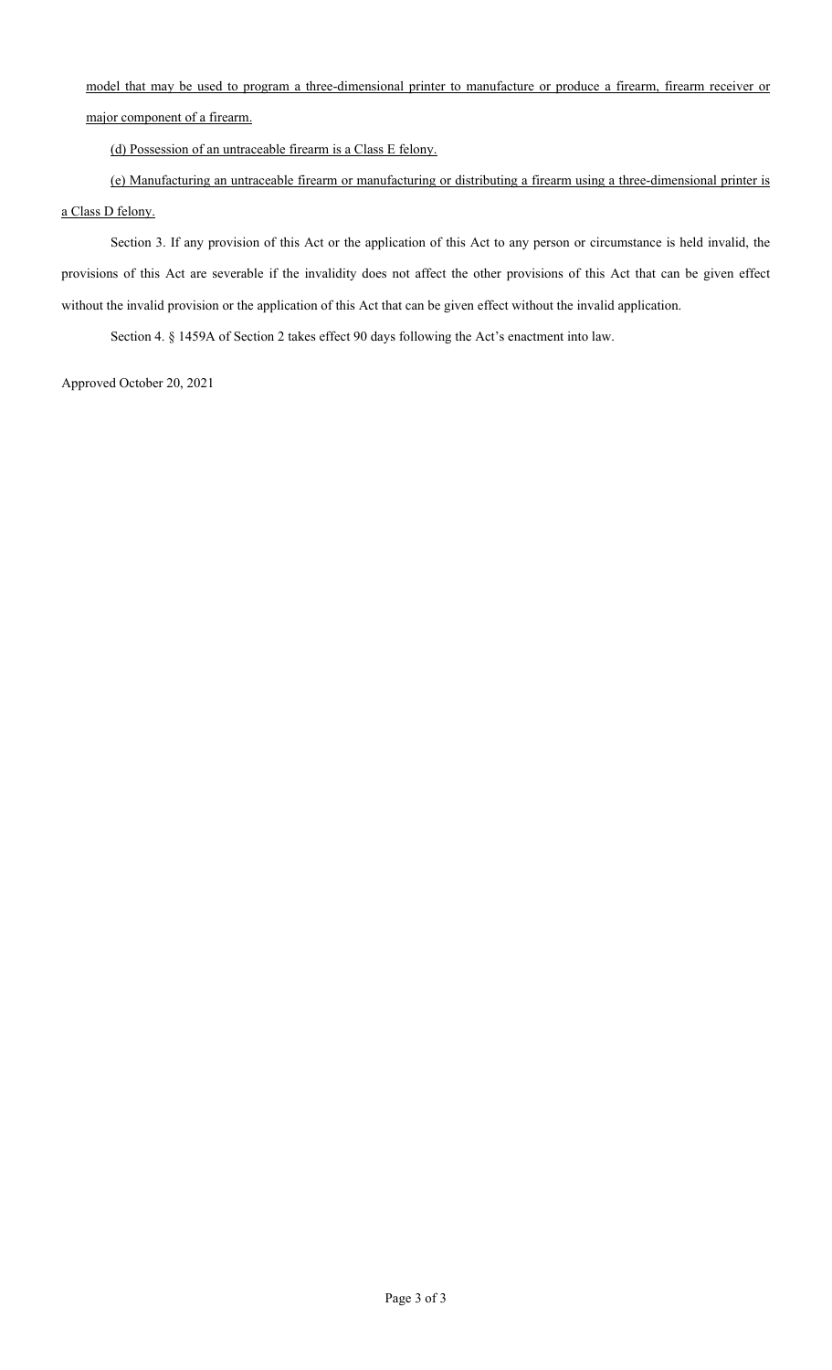model that may be used to program a three-dimensional printer to manufacture or produce a firearm, firearm receiver or major component of a firearm.

(d) Possession of an untraceable firearm is a Class E felony.

(e) Manufacturing an untraceable firearm or manufacturing or distributing a firearm using a three-dimensional printer is a Class D felony.

Section 3. If any provision of this Act or the application of this Act to any person or circumstance is held invalid, the provisions of this Act are severable if the invalidity does not affect the other provisions of this Act that can be given effect without the invalid provision or the application of this Act that can be given effect without the invalid application.

Section 4. § 1459A of Section 2 takes effect 90 days following the Act's enactment into law.

Approved October 20, 2021